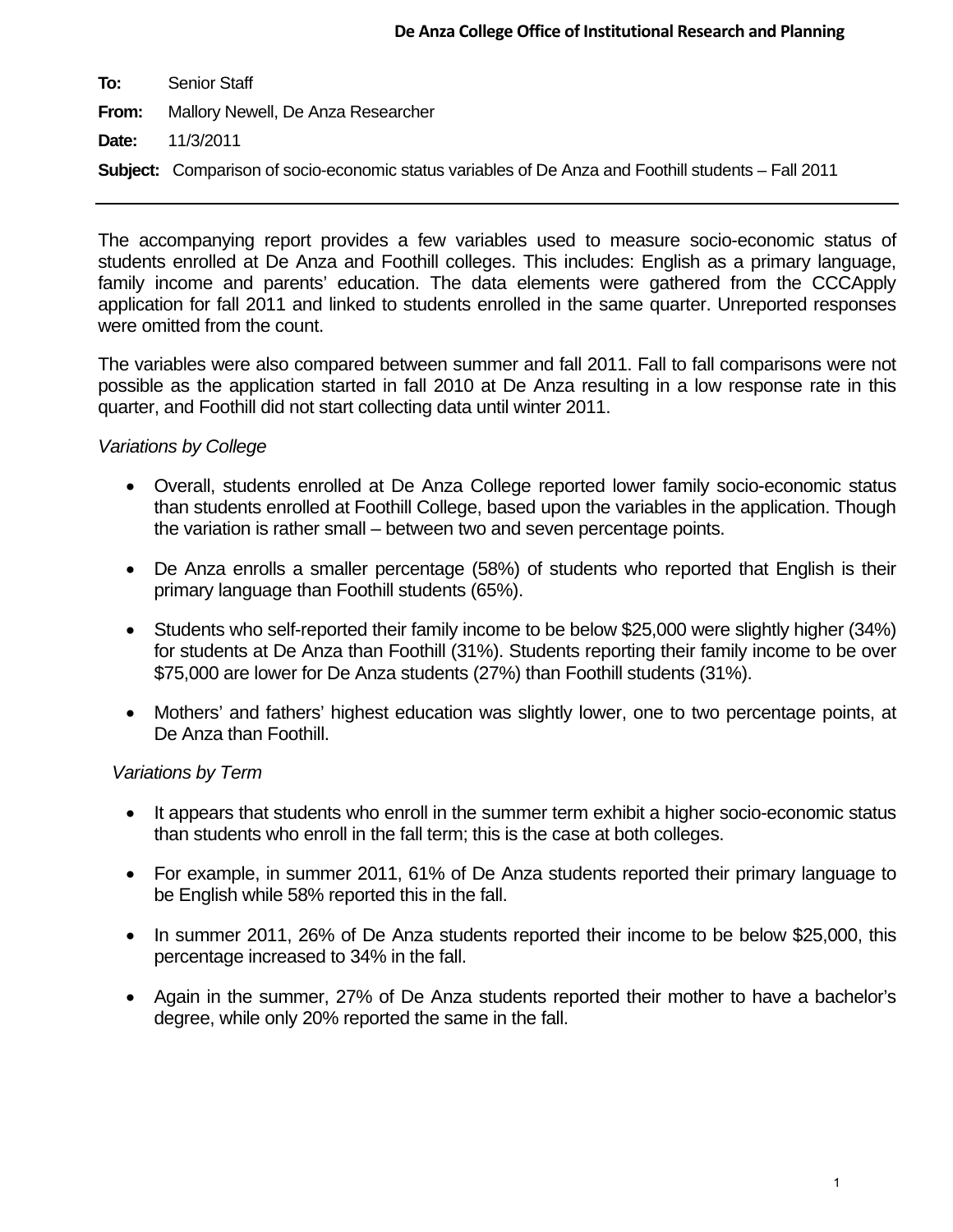**De Anza College Office of Institutional Research and Planning**

**To:** Senior Staff

**From:** Mallory Newell, De Anza Researcher

**Date:** 11/3/2011

**Subject:** Comparison of socio-economic status variables of De Anza and Foothill students – Fall 2011

---

The accompanying report provides a few variables used to measure socio-economic status of students enrolled at De Anza and Foothill colleges. This includes: English as a primary language, family income and parents' education. The data elements were gathered from the CCCApply application for fall 2011 and linked to students enrolled in the same quarter. Unreported responses were omitted from the count.

The variables were also compared between summer and fall 2011. Fall to fall comparisons were not possible as the application started in fall 2010 at De Anza resulting in a low response rate in this quarter, and Foothill did not start collecting data until winter 2011.

*Variations by College*

- Overall, students enrolled at De Anza College reported lower family socio-economic status than students enrolled at Foothill College, based upon the variables in the application. Though the variation is rather small – between two and seven percentage points.
- De Anza enrolls a smaller percentage (58%) of students who reported that English is their primary language than Foothill students (65%).
- Students who self-reported their family income to be below $25,000 were slightly higher (34%) for students at De Anza than Foothill (31%). Students reporting their family income to be over $75,000 are lower for De Anza students (27%) than Foothill students (31%).
- Mothers' and fathers' highest education was slightly lower, one to two percentage points, at De Anza than Foothill.

*Variations by Term*

- It appears that students who enroll in the summer term exhibit a higher socio-economic status than students who enroll in the fall term; this is the case at both colleges.
- For example, in summer 2011, 61% of De Anza students reported their primary language to be English while 58% reported this in the fall.
- In summer 2011, 26% of De Anza students reported their income to be below $25,000, this percentage increased to 34% in the fall.
- Again in the summer, 27% of De Anza students reported their mother to have a bachelor's degree, while only 20% reported the same in the fall.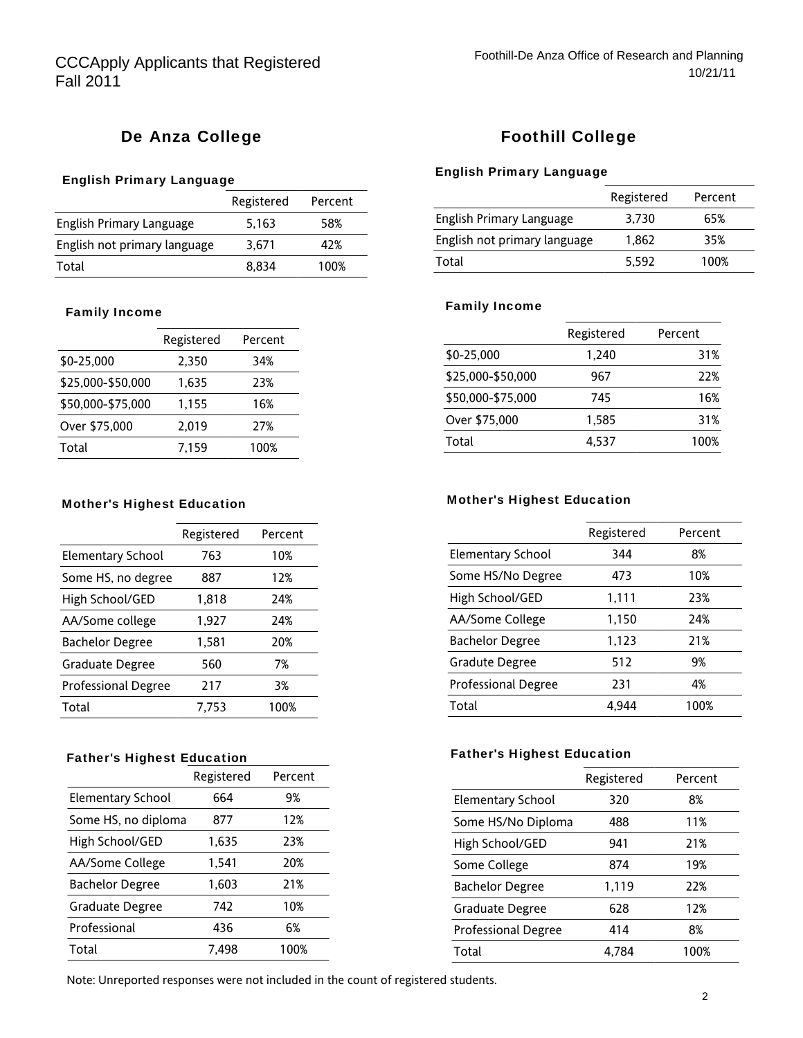CCCApply Applicants that Registered
Fall 2011

Foothill-De Anza Office of Research and Planning
10/21/11

## De Anza College

### English Primary Language

| | Registered | Percent |
|---|---|---|
| English Primary Language | 5,163 | 58% |
| English not primary language | 3,671 | 42% |
| Total | 8,834 | 100% |

### Family Income

| | Registered | Percent |
|---|---|---|
| $0-25,000 | 2,350 | 34% |
| $25,000-$50,000 | 1,635 | 23% |
| $50,000-$75,000 | 1,155 | 16% |
| Over $75,000 | 2,019 | 27% |
| Total | 7,159 | 100% |

### Mother's Highest Education

| | Registered | Percent |
|---|---|---|
| Elementary School | 763 | 10% |
| Some HS, no degree | 887 | 12% |
| High School/GED | 1,818 | 24% |
| AA/Some college | 1,927 | 24% |
| Bachelor Degree | 1,581 | 20% |
| Graduate Degree | 560 | 7% |
| Professional Degree | 217 | 3% |
| Total | 7,753 | 100% |

### Father's Highest Education

| | Registered | Percent |
|---|---|---|
| Elementary School | 664 | 9% |
| Some HS, no diploma | 877 | 12% |
| High School/GED | 1,635 | 23% |
| AA/Some College | 1,541 | 20% |
| Bachelor Degree | 1,603 | 21% |
| Graduate Degree | 742 | 10% |
| Professional | 436 | 6% |
| Total | 7,498 | 100% |

## Foothill College

### English Primary Language

| | Registered | Percent |
|---|---|---|
| English Primary Language | 3,730 | 65% |
| English not primary language | 1,862 | 35% |
| Total | 5,592 | 100% |

### Family Income

| | Registered | Percent |
|---|---|---|
| $0-25,000 | 1,240 | 31% |
| $25,000-$50,000 | 967 | 22% |
| $50,000-$75,000 | 745 | 16% |
| Over $75,000 | 1,585 | 31% |
| Total | 4,537 | 100% |

### Mother's Highest Education

| | Registered | Percent |
|---|---|---|
| Elementary School | 344 | 8% |
| Some HS/No Degree | 473 | 10% |
| High School/GED | 1,111 | 23% |
| AA/Some College | 1,150 | 24% |
| Bachelor Degree | 1,123 | 21% |
| Gradute Degree | 512 | 9% |
| Professional Degree | 231 | 4% |
| Total | 4,944 | 100% |

### Father's Highest Education

| | Registered | Percent |
|---|---|---|
| Elementary School | 320 | 8% |
| Some HS/No Diploma | 488 | 11% |
| High School/GED | 941 | 21% |
| Some College | 874 | 19% |
| Bachelor Degree | 1,119 | 22% |
| Graduate Degree | 628 | 12% |
| Professional Degree | 414 | 8% |
| Total | 4,784 | 100% |

Note: Unreported responses were not included in the count of registered students.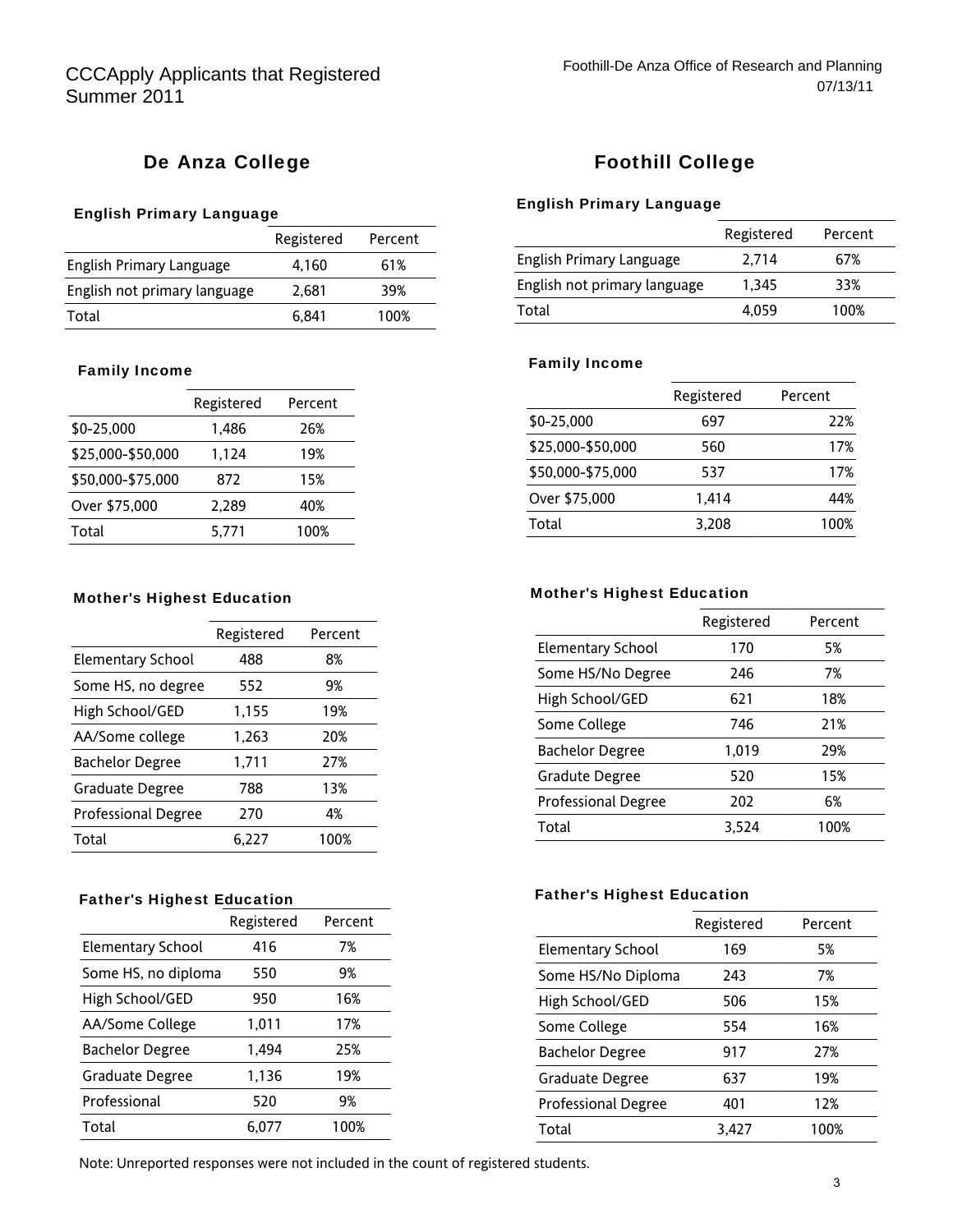CCCApply Applicants that Registered
Summer 2011

Foothill-De Anza Office of Research and Planning
07/13/11

## De Anza College

### English Primary Language

| | Registered | Percent |
|---|---|---|
| English Primary Language | 4,160 | 61% |
| English not primary language | 2,681 | 39% |
| Total | 6,841 | 100% |

### Family Income

| | Registered | Percent |
|---|---|---|
| $0-25,000 | 1,486 | 26% |
| $25,000-$50,000 | 1,124 | 19% |
| $50,000-$75,000 | 872 | 15% |
| Over $75,000 | 2,289 | 40% |
| Total | 5,771 | 100% |

### Mother's Highest Education

| | Registered | Percent |
|---|---|---|
| Elementary School | 488 | 8% |
| Some HS, no degree | 552 | 9% |
| High School/GED | 1,155 | 19% |
| AA/Some college | 1,263 | 20% |
| Bachelor Degree | 1,711 | 27% |
| Graduate Degree | 788 | 13% |
| Professional Degree | 270 | 4% |
| Total | 6,227 | 100% |

### Father's Highest Education

| | Registered | Percent |
|---|---|---|
| Elementary School | 416 | 7% |
| Some HS, no diploma | 550 | 9% |
| High School/GED | 950 | 16% |
| AA/Some College | 1,011 | 17% |
| Bachelor Degree | 1,494 | 25% |
| Graduate Degree | 1,136 | 19% |
| Professional | 520 | 9% |
| Total | 6,077 | 100% |

## Foothill College

### English Primary Language

| | Registered | Percent |
|---|---|---|
| English Primary Language | 2,714 | 67% |
| English not primary language | 1,345 | 33% |
| Total | 4,059 | 100% |

### Family Income

| | Registered | Percent |
|---|---|---|
| $0-25,000 | 697 | 22% |
| $25,000-$50,000 | 560 | 17% |
| $50,000-$75,000 | 537 | 17% |
| Over $75,000 | 1,414 | 44% |
| Total | 3,208 | 100% |

### Mother's Highest Education

| | Registered | Percent |
|---|---|---|
| Elementary School | 170 | 5% |
| Some HS/No Degree | 246 | 7% |
| High School/GED | 621 | 18% |
| Some College | 746 | 21% |
| Bachelor Degree | 1,019 | 29% |
| Gradute Degree | 520 | 15% |
| Professional Degree | 202 | 6% |
| Total | 3,524 | 100% |

### Father's Highest Education

| | Registered | Percent |
|---|---|---|
| Elementary School | 169 | 5% |
| Some HS/No Diploma | 243 | 7% |
| High School/GED | 506 | 15% |
| Some College | 554 | 16% |
| Bachelor Degree | 917 | 27% |
| Graduate Degree | 637 | 19% |
| Professional Degree | 401 | 12% |
| Total | 3,427 | 100% |

Note: Unreported responses were not included in the count of registered students.